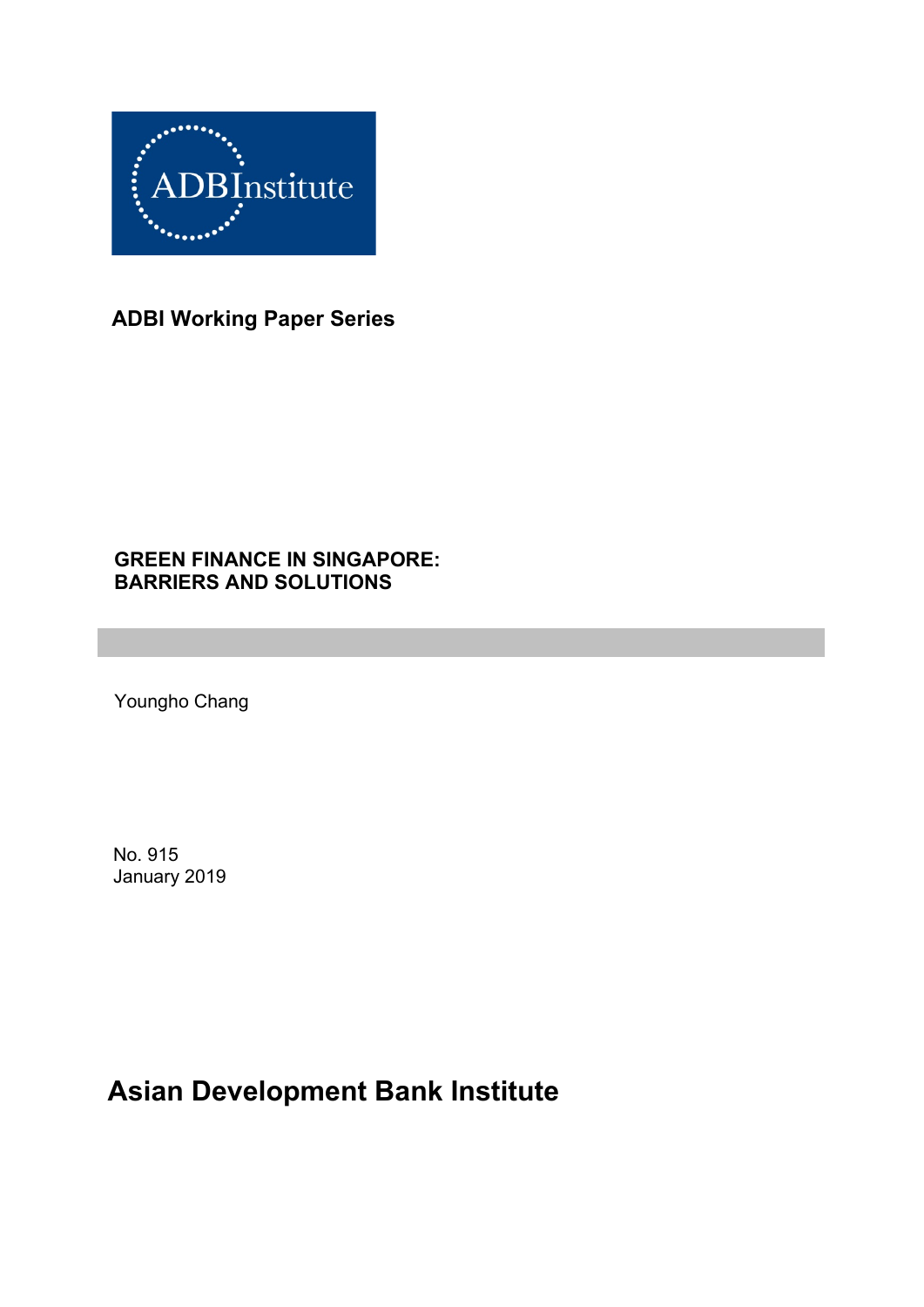ADBInstitute

**ADBI Working Paper Series**

# GREEN FINANCE IN SINGAPORE: BARRIERS AND SOLUTIONS

Youngho Chang

No. 915
January 2019

**Asian Development Bank Institute**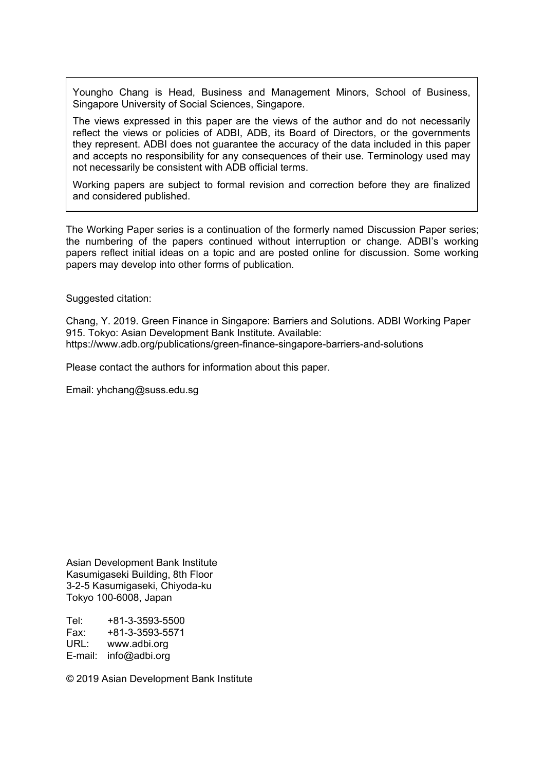Youngho Chang is Head, Business and Management Minors, School of Business, Singapore University of Social Sciences, Singapore.

The views expressed in this paper are the views of the author and do not necessarily reflect the views or policies of ADBI, ADB, its Board of Directors, or the governments they represent. ADBI does not guarantee the accuracy of the data included in this paper and accepts no responsibility for any consequences of their use. Terminology used may not necessarily be consistent with ADB official terms.

Working papers are subject to formal revision and correction before they are finalized and considered published.

The Working Paper series is a continuation of the formerly named Discussion Paper series; the numbering of the papers continued without interruption or change. ADBI's working papers reflect initial ideas on a topic and are posted online for discussion. Some working papers may develop into other forms of publication.

Suggested citation:

Chang, Y. 2019. Green Finance in Singapore: Barriers and Solutions. ADBI Working Paper 915. Tokyo: Asian Development Bank Institute. Available: https://www.adb.org/publications/green-finance-singapore-barriers-and-solutions

Please contact the authors for information about this paper.

Email: yhchang@suss.edu.sg

Asian Development Bank Institute
Kasumigaseki Building, 8th Floor
3-2-5 Kasumigaseki, Chiyoda-ku
Tokyo 100-6008, Japan

Tel: +81-3-3593-5500
Fax: +81-3-3593-5571
URL: www.adbi.org
E-mail: info@adbi.org

© 2019 Asian Development Bank Institute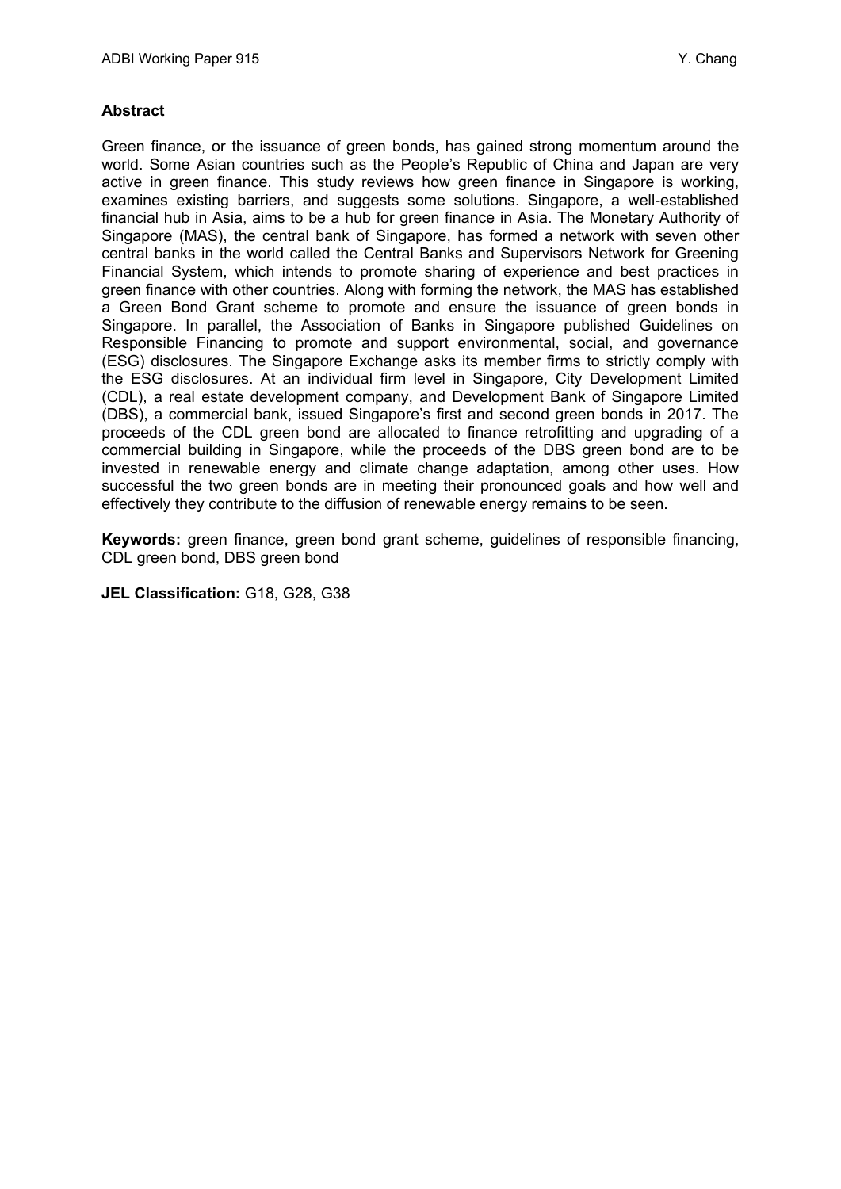**Abstract**

Green finance, or the issuance of green bonds, has gained strong momentum around the world. Some Asian countries such as the People's Republic of China and Japan are very active in green finance. This study reviews how green finance in Singapore is working, examines existing barriers, and suggests some solutions. Singapore, a well-established financial hub in Asia, aims to be a hub for green finance in Asia. The Monetary Authority of Singapore (MAS), the central bank of Singapore, has formed a network with seven other central banks in the world called the Central Banks and Supervisors Network for Greening Financial System, which intends to promote sharing of experience and best practices in green finance with other countries. Along with forming the network, the MAS has established a Green Bond Grant scheme to promote and ensure the issuance of green bonds in Singapore. In parallel, the Association of Banks in Singapore published Guidelines on Responsible Financing to promote and support environmental, social, and governance (ESG) disclosures. The Singapore Exchange asks its member firms to strictly comply with the ESG disclosures. At an individual firm level in Singapore, City Development Limited (CDL), a real estate development company, and Development Bank of Singapore Limited (DBS), a commercial bank, issued Singapore's first and second green bonds in 2017. The proceeds of the CDL green bond are allocated to finance retrofitting and upgrading of a commercial building in Singapore, while the proceeds of the DBS green bond are to be invested in renewable energy and climate change adaptation, among other uses. How successful the two green bonds are in meeting their pronounced goals and how well and effectively they contribute to the diffusion of renewable energy remains to be seen.

**Keywords:** green finance, green bond grant scheme, guidelines of responsible financing, CDL green bond, DBS green bond

**JEL Classification:** G18, G28, G38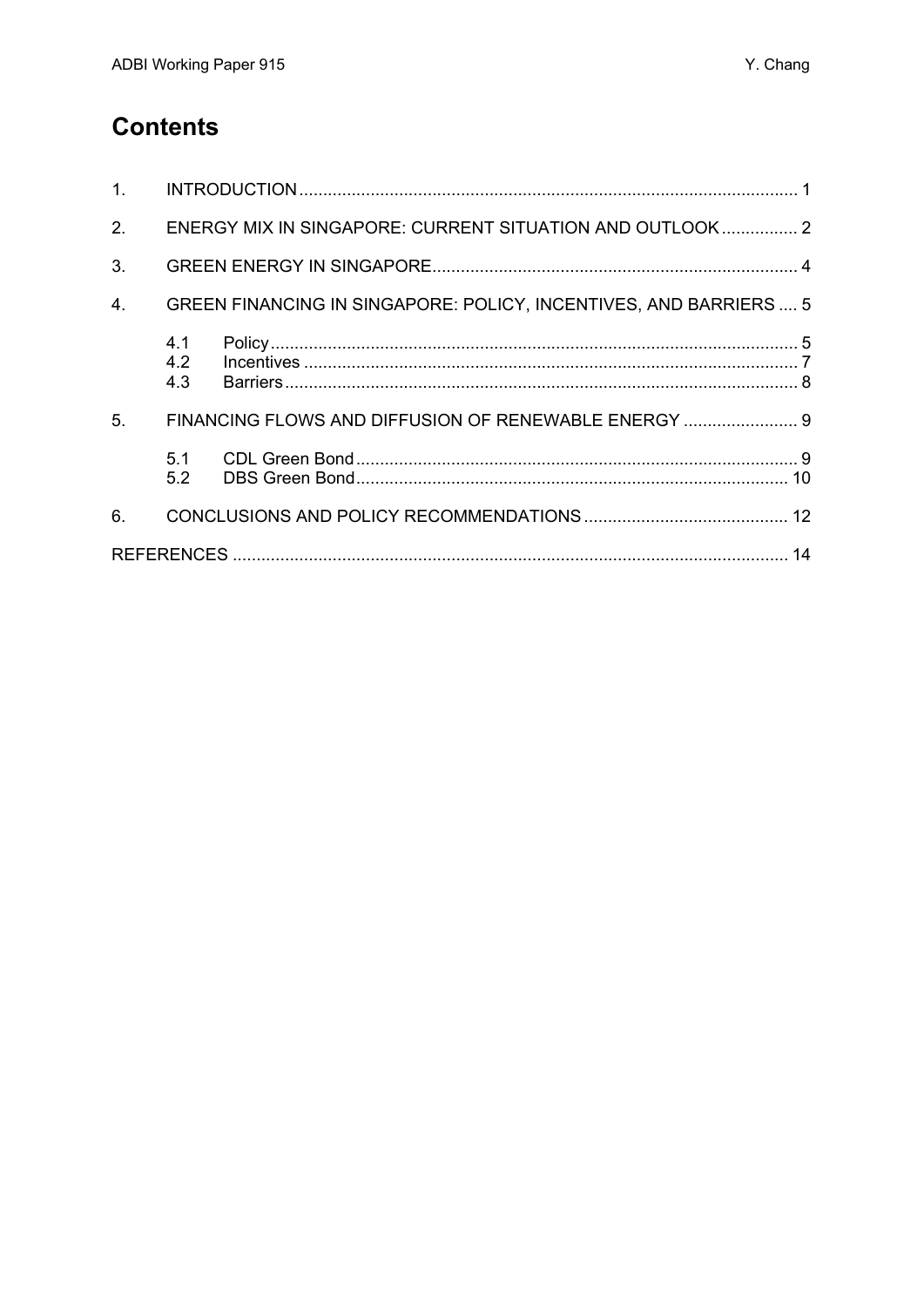# Contents

1. INTRODUCTION ........................................................................................................ 1
2. ENERGY MIX IN SINGAPORE: CURRENT SITUATION AND OUTLOOK ................ 2
3. GREEN ENERGY IN SINGAPORE............................................................................ 4
4. GREEN FINANCING IN SINGAPORE: POLICY, INCENTIVES, AND BARRIERS .... 5
   - 4.1 Policy .............................................................................................................. 5
   - 4.2 Incentives ....................................................................................................... 7
   - 4.3 Barriers........................................................................................................... 8
5. FINANCING FLOWS AND DIFFUSION OF RENEWABLE ENERGY ........................ 9
   - 5.1 CDL Green Bond ............................................................................................ 9
   - 5.2 DBS Green Bond.......................................................................................... 10
6. CONCLUSIONS AND POLICY RECOMMENDATIONS ........................................... 12

REFERENCES .................................................................................................................... 14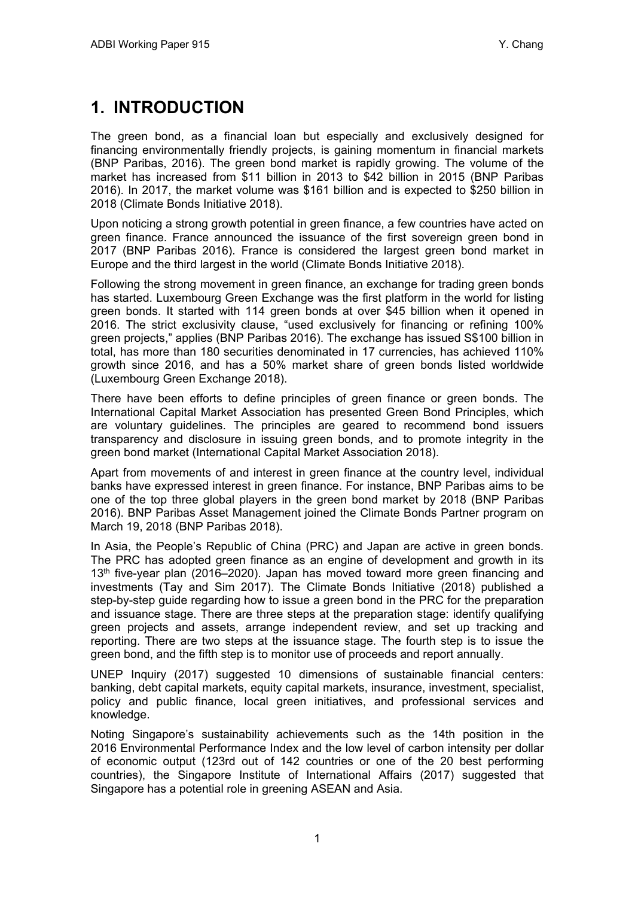# 1. INTRODUCTION

The green bond, as a financial loan but especially and exclusively designed for financing environmentally friendly projects, is gaining momentum in financial markets (BNP Paribas, 2016). The green bond market is rapidly growing. The volume of the market has increased from $11 billion in 2013 to $42 billion in 2015 (BNP Paribas 2016). In 2017, the market volume was $161 billion and is expected to $250 billion in 2018 (Climate Bonds Initiative 2018).

Upon noticing a strong growth potential in green finance, a few countries have acted on green finance. France announced the issuance of the first sovereign green bond in 2017 (BNP Paribas 2016). France is considered the largest green bond market in Europe and the third largest in the world (Climate Bonds Initiative 2018).

Following the strong movement in green finance, an exchange for trading green bonds has started. Luxembourg Green Exchange was the first platform in the world for listing green bonds. It started with 114 green bonds at over $45 billion when it opened in 2016. The strict exclusivity clause, "used exclusively for financing or refining 100% green projects," applies (BNP Paribas 2016). The exchange has issued S$100 billion in total, has more than 180 securities denominated in 17 currencies, has achieved 110% growth since 2016, and has a 50% market share of green bonds listed worldwide (Luxembourg Green Exchange 2018).

There have been efforts to define principles of green finance or green bonds. The International Capital Market Association has presented Green Bond Principles, which are voluntary guidelines. The principles are geared to recommend bond issuers transparency and disclosure in issuing green bonds, and to promote integrity in the green bond market (International Capital Market Association 2018).

Apart from movements of and interest in green finance at the country level, individual banks have expressed interest in green finance. For instance, BNP Paribas aims to be one of the top three global players in the green bond market by 2018 (BNP Paribas 2016). BNP Paribas Asset Management joined the Climate Bonds Partner program on March 19, 2018 (BNP Paribas 2018).

In Asia, the People's Republic of China (PRC) and Japan are active in green bonds. The PRC has adopted green finance as an engine of development and growth in its 13th five-year plan (2016–2020). Japan has moved toward more green financing and investments (Tay and Sim 2017). The Climate Bonds Initiative (2018) published a step-by-step guide regarding how to issue a green bond in the PRC for the preparation and issuance stage. There are three steps at the preparation stage: identify qualifying green projects and assets, arrange independent review, and set up tracking and reporting. There are two steps at the issuance stage. The fourth step is to issue the green bond, and the fifth step is to monitor use of proceeds and report annually.

UNEP Inquiry (2017) suggested 10 dimensions of sustainable financial centers: banking, debt capital markets, equity capital markets, insurance, investment, specialist, policy and public finance, local green initiatives, and professional services and knowledge.

Noting Singapore's sustainability achievements such as the 14th position in the 2016 Environmental Performance Index and the low level of carbon intensity per dollar of economic output (123rd out of 142 countries or one of the 20 best performing countries), the Singapore Institute of International Affairs (2017) suggested that Singapore has a potential role in greening ASEAN and Asia.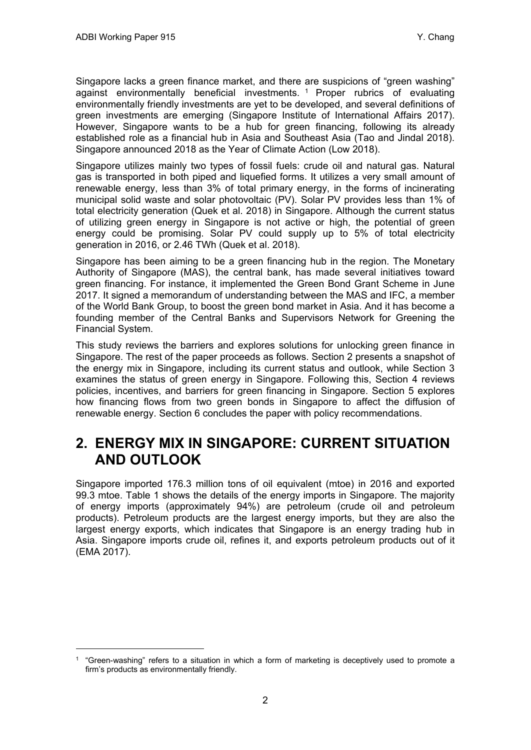Singapore lacks a green finance market, and there are suspicions of "green washing" against environmentally beneficial investments. [1] Proper rubrics of evaluating environmentally friendly investments are yet to be developed, and several definitions of green investments are emerging (Singapore Institute of International Affairs 2017). However, Singapore wants to be a hub for green financing, following its already established role as a financial hub in Asia and Southeast Asia (Tao and Jindal 2018). Singapore announced 2018 as the Year of Climate Action (Low 2018).

Singapore utilizes mainly two types of fossil fuels: crude oil and natural gas. Natural gas is transported in both piped and liquefied forms. It utilizes a very small amount of renewable energy, less than 3% of total primary energy, in the forms of incinerating municipal solid waste and solar photovoltaic (PV). Solar PV provides less than 1% of total electricity generation (Quek et al. 2018) in Singapore. Although the current status of utilizing green energy in Singapore is not active or high, the potential of green energy could be promising. Solar PV could supply up to 5% of total electricity generation in 2016, or 2.46 TWh (Quek et al. 2018).

Singapore has been aiming to be a green financing hub in the region. The Monetary Authority of Singapore (MAS), the central bank, has made several initiatives toward green financing. For instance, it implemented the Green Bond Grant Scheme in June 2017. It signed a memorandum of understanding between the MAS and IFC, a member of the World Bank Group, to boost the green bond market in Asia. And it has become a founding member of the Central Banks and Supervisors Network for Greening the Financial System.

This study reviews the barriers and explores solutions for unlocking green finance in Singapore. The rest of the paper proceeds as follows. Section 2 presents a snapshot of the energy mix in Singapore, including its current status and outlook, while Section 3 examines the status of green energy in Singapore. Following this, Section 4 reviews policies, incentives, and barriers for green financing in Singapore. Section 5 explores how financing flows from two green bonds in Singapore to affect the diffusion of renewable energy. Section 6 concludes the paper with policy recommendations.

## 2. ENERGY MIX IN SINGAPORE: CURRENT SITUATION AND OUTLOOK

Singapore imported 176.3 million tons of oil equivalent (mtoe) in 2016 and exported 99.3 mtoe. Table 1 shows the details of the energy imports in Singapore. The majority of energy imports (approximately 94%) are petroleum (crude oil and petroleum products). Petroleum products are the largest energy imports, but they are also the largest energy exports, which indicates that Singapore is an energy trading hub in Asia. Singapore imports crude oil, refines it, and exports petroleum products out of it (EMA 2017).

[1] "Green-washing" refers to a situation in which a form of marketing is deceptively used to promote a firm's products as environmentally friendly.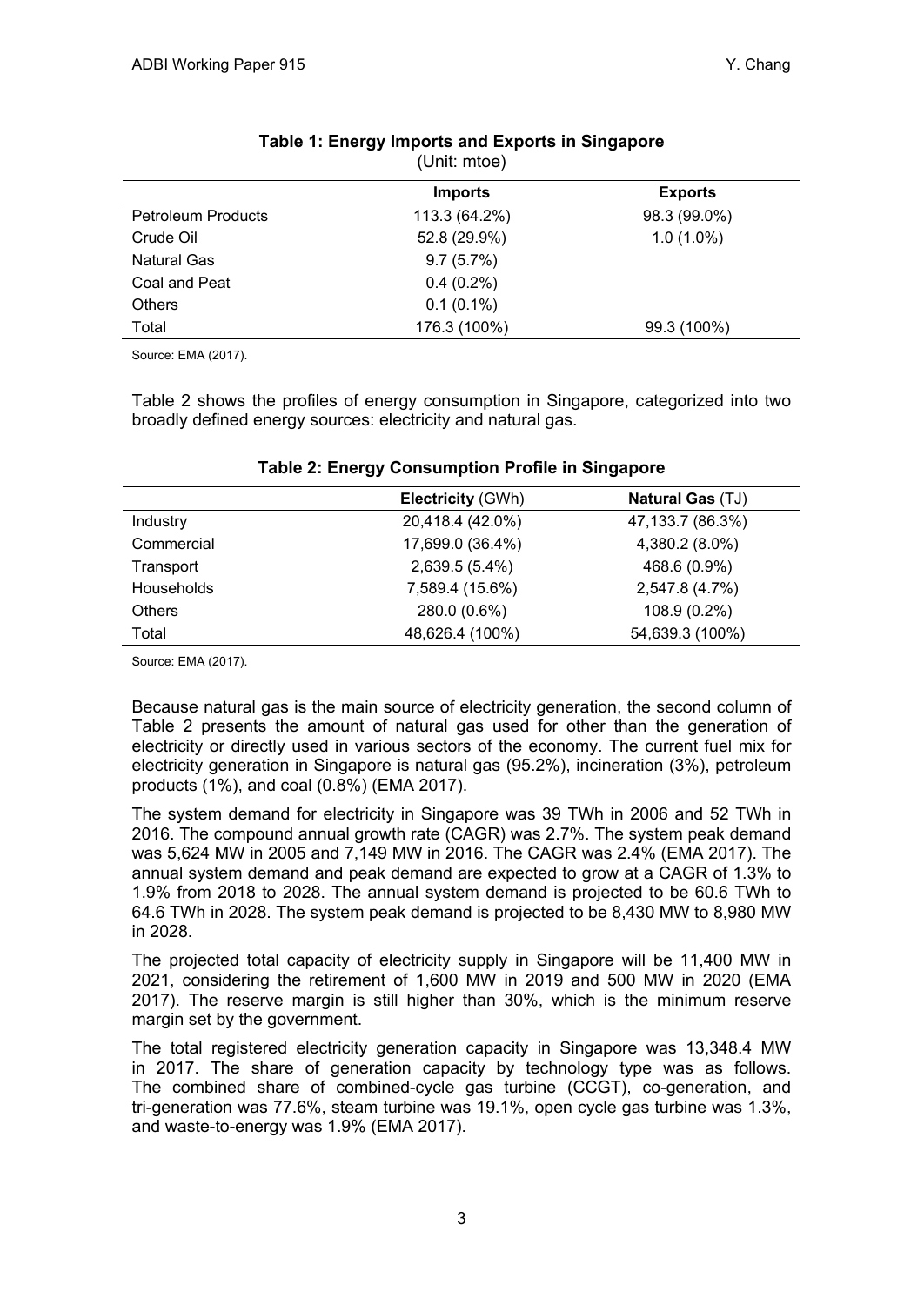**Table 1: Energy Imports and Exports in Singapore**
(Unit: mtoe)

| | Imports | Exports |
|---|---|---|
| Petroleum Products | 113.3 (64.2%) | 98.3 (99.0%) |
| Crude Oil | 52.8 (29.9%) | 1.0 (1.0%) |
| Natural Gas | 9.7 (5.7%) | |
| Coal and Peat | 0.4 (0.2%) | |
| Others | 0.1 (0.1%) | |
| Total | 176.3 (100%) | 99.3 (100%) |

Source: EMA (2017).

Table 2 shows the profiles of energy consumption in Singapore, categorized into two broadly defined energy sources: electricity and natural gas.

**Table 2: Energy Consumption Profile in Singapore**

| | **Electricity** (GWh) | **Natural Gas** (TJ) |
|---|---|---|
| Industry | 20,418.4 (42.0%) | 47,133.7 (86.3%) |
| Commercial | 17,699.0 (36.4%) | 4,380.2 (8.0%) |
| Transport | 2,639.5 (5.4%) | 468.6 (0.9%) |
| Households | 7,589.4 (15.6%) | 2,547.8 (4.7%) |
| Others | 280.0 (0.6%) | 108.9 (0.2%) |
| Total | 48,626.4 (100%) | 54,639.3 (100%) |

Source: EMA (2017).

Because natural gas is the main source of electricity generation, the second column of Table 2 presents the amount of natural gas used for other than the generation of electricity or directly used in various sectors of the economy. The current fuel mix for electricity generation in Singapore is natural gas (95.2%), incineration (3%), petroleum products (1%), and coal (0.8%) (EMA 2017).

The system demand for electricity in Singapore was 39 TWh in 2006 and 52 TWh in 2016. The compound annual growth rate (CAGR) was 2.7%. The system peak demand was 5,624 MW in 2005 and 7,149 MW in 2016. The CAGR was 2.4% (EMA 2017). The annual system demand and peak demand are expected to grow at a CAGR of 1.3% to 1.9% from 2018 to 2028. The annual system demand is projected to be 60.6 TWh to 64.6 TWh in 2028. The system peak demand is projected to be 8,430 MW to 8,980 MW in 2028.

The projected total capacity of electricity supply in Singapore will be 11,400 MW in 2021, considering the retirement of 1,600 MW in 2019 and 500 MW in 2020 (EMA 2017). The reserve margin is still higher than 30%, which is the minimum reserve margin set by the government.

The total registered electricity generation capacity in Singapore was 13,348.4 MW in 2017. The share of generation capacity by technology type was as follows. The combined share of combined-cycle gas turbine (CCGT), co-generation, and tri-generation was 77.6%, steam turbine was 19.1%, open cycle gas turbine was 1.3%, and waste-to-energy was 1.9% (EMA 2017).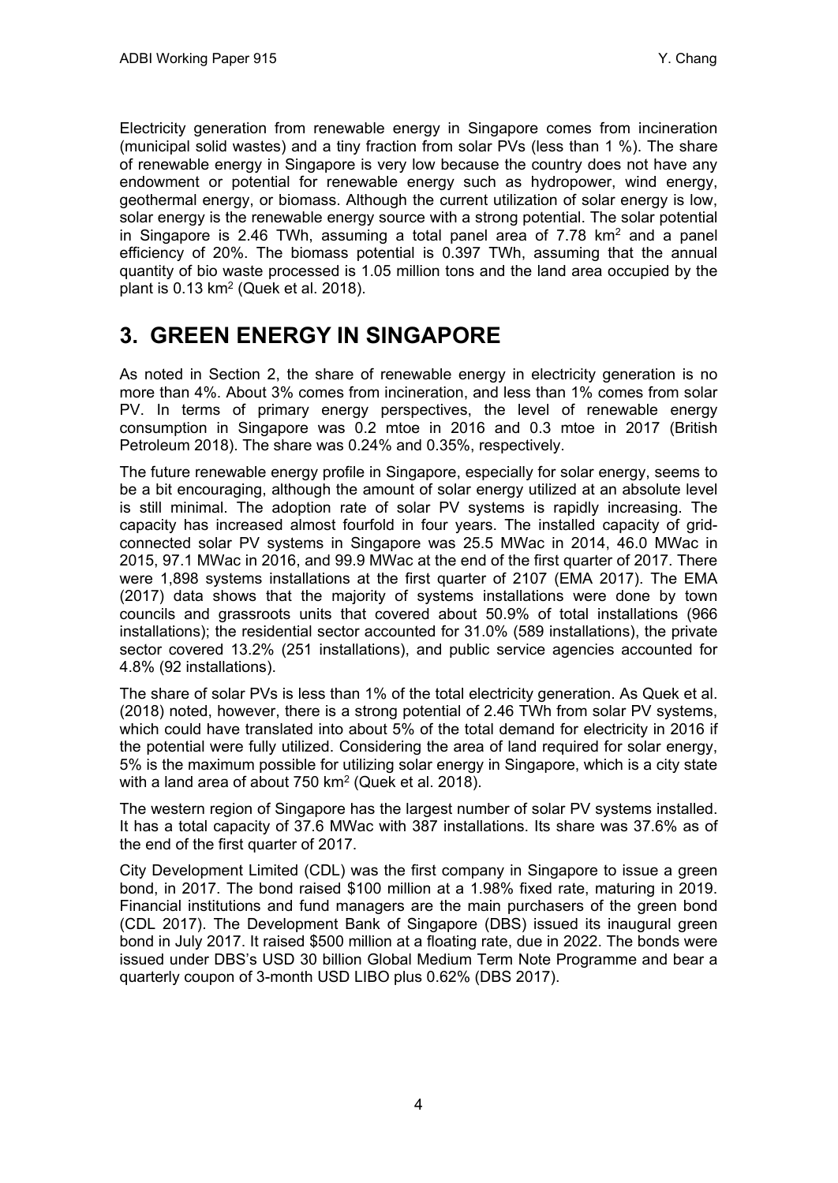Electricity generation from renewable energy in Singapore comes from incineration (municipal solid wastes) and a tiny fraction from solar PVs (less than 1 %). The share of renewable energy in Singapore is very low because the country does not have any endowment or potential for renewable energy such as hydropower, wind energy, geothermal energy, or biomass. Although the current utilization of solar energy is low, solar energy is the renewable energy source with a strong potential. The solar potential in Singapore is 2.46 TWh, assuming a total panel area of 7.78 $km^2$ and a panel efficiency of 20%. The biomass potential is 0.397 TWh, assuming that the annual quantity of bio waste processed is 1.05 million tons and the land area occupied by the plant is 0.13 $km^2$ (Quek et al. 2018).

# 3. GREEN ENERGY IN SINGAPORE

As noted in Section 2, the share of renewable energy in electricity generation is no more than 4%. About 3% comes from incineration, and less than 1% comes from solar PV. In terms of primary energy perspectives, the level of renewable energy consumption in Singapore was 0.2 mtoe in 2016 and 0.3 mtoe in 2017 (British Petroleum 2018). The share was 0.24% and 0.35%, respectively.

The future renewable energy profile in Singapore, especially for solar energy, seems to be a bit encouraging, although the amount of solar energy utilized at an absolute level is still minimal. The adoption rate of solar PV systems is rapidly increasing. The capacity has increased almost fourfold in four years. The installed capacity of grid-connected solar PV systems in Singapore was 25.5 MWac in 2014, 46.0 MWac in 2015, 97.1 MWac in 2016, and 99.9 MWac at the end of the first quarter of 2017. There were 1,898 systems installations at the first quarter of 2107 (EMA 2017). The EMA (2017) data shows that the majority of systems installations were done by town councils and grassroots units that covered about 50.9% of total installations (966 installations); the residential sector accounted for 31.0% (589 installations), the private sector covered 13.2% (251 installations), and public service agencies accounted for 4.8% (92 installations).

The share of solar PVs is less than 1% of the total electricity generation. As Quek et al. (2018) noted, however, there is a strong potential of 2.46 TWh from solar PV systems, which could have translated into about 5% of the total demand for electricity in 2016 if the potential were fully utilized. Considering the area of land required for solar energy, 5% is the maximum possible for utilizing solar energy in Singapore, which is a city state with a land area of about 750 $km^2$ (Quek et al. 2018).

The western region of Singapore has the largest number of solar PV systems installed. It has a total capacity of 37.6 MWac with 387 installations. Its share was 37.6% as of the end of the first quarter of 2017.

City Development Limited (CDL) was the first company in Singapore to issue a green bond, in 2017. The bond raised $100 million at a 1.98% fixed rate, maturing in 2019. Financial institutions and fund managers are the main purchasers of the green bond (CDL 2017). The Development Bank of Singapore (DBS) issued its inaugural green bond in July 2017. It raised $500 million at a floating rate, due in 2022. The bonds were issued under DBS's USD 30 billion Global Medium Term Note Programme and bear a quarterly coupon of 3-month USD LIBO plus 0.62% (DBS 2017).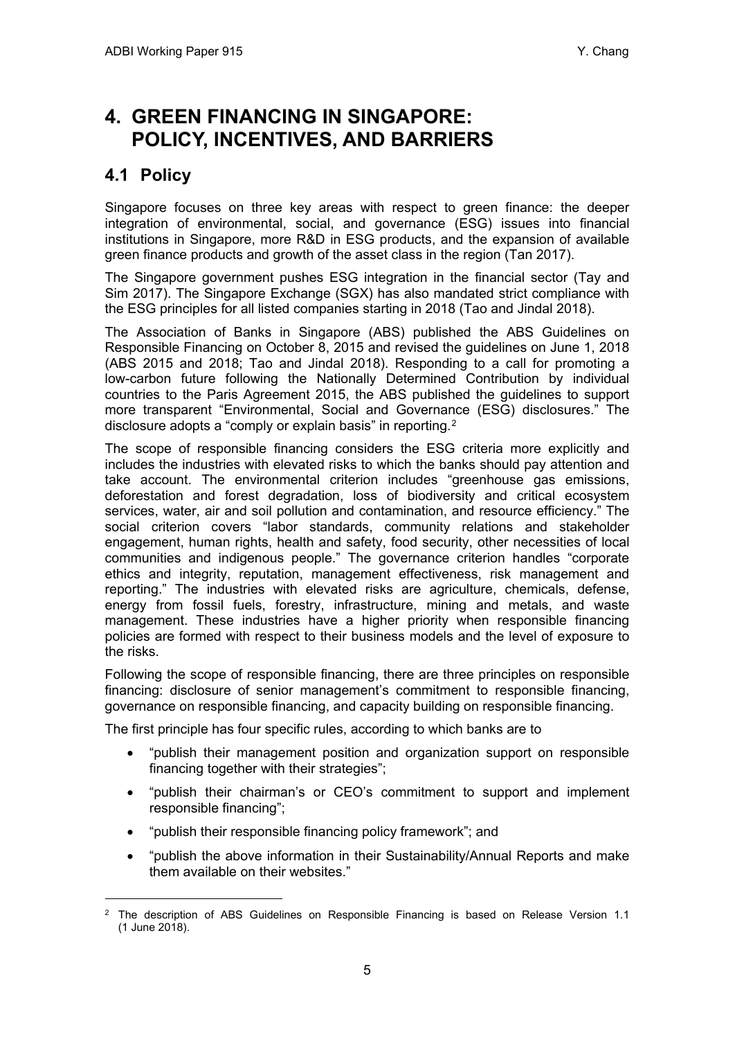# 4. GREEN FINANCING IN SINGAPORE: POLICY, INCENTIVES, AND BARRIERS

## 4.1 Policy

Singapore focuses on three key areas with respect to green finance: the deeper integration of environmental, social, and governance (ESG) issues into financial institutions in Singapore, more R&D in ESG products, and the expansion of available green finance products and growth of the asset class in the region (Tan 2017).

The Singapore government pushes ESG integration in the financial sector (Tay and Sim 2017). The Singapore Exchange (SGX) has also mandated strict compliance with the ESG principles for all listed companies starting in 2018 (Tao and Jindal 2018).

The Association of Banks in Singapore (ABS) published the ABS Guidelines on Responsible Financing on October 8, 2015 and revised the guidelines on June 1, 2018 (ABS 2015 and 2018; Tao and Jindal 2018). Responding to a call for promoting a low-carbon future following the Nationally Determined Contribution by individual countries to the Paris Agreement 2015, the ABS published the guidelines to support more transparent "Environmental, Social and Governance (ESG) disclosures." The disclosure adopts a "comply or explain basis" in reporting.[2]

The scope of responsible financing considers the ESG criteria more explicitly and includes the industries with elevated risks to which the banks should pay attention and take account. The environmental criterion includes "greenhouse gas emissions, deforestation and forest degradation, loss of biodiversity and critical ecosystem services, water, air and soil pollution and contamination, and resource efficiency." The social criterion covers "labor standards, community relations and stakeholder engagement, human rights, health and safety, food security, other necessities of local communities and indigenous people." The governance criterion handles "corporate ethics and integrity, reputation, management effectiveness, risk management and reporting." The industries with elevated risks are agriculture, chemicals, defense, energy from fossil fuels, forestry, infrastructure, mining and metals, and waste management. These industries have a higher priority when responsible financing policies are formed with respect to their business models and the level of exposure to the risks.

Following the scope of responsible financing, there are three principles on responsible financing: disclosure of senior management's commitment to responsible financing, governance on responsible financing, and capacity building on responsible financing.

The first principle has four specific rules, according to which banks are to

- "publish their management position and organization support on responsible financing together with their strategies";
- "publish their chairman's or CEO's commitment to support and implement responsible financing";
- "publish their responsible financing policy framework"; and
- "publish the above information in their Sustainability/Annual Reports and make them available on their websites."

[2] The description of ABS Guidelines on Responsible Financing is based on Release Version 1.1 (1 June 2018).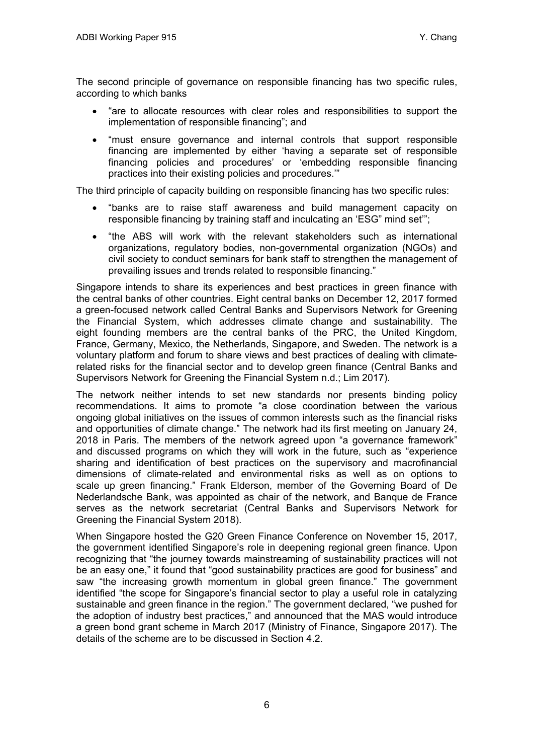The second principle of governance on responsible financing has two specific rules, according to which banks

- "are to allocate resources with clear roles and responsibilities to support the implementation of responsible financing"; and
- "must ensure governance and internal controls that support responsible financing are implemented by either 'having a separate set of responsible financing policies and procedures' or 'embedding responsible financing practices into their existing policies and procedures.'"

The third principle of capacity building on responsible financing has two specific rules:

- "banks are to raise staff awareness and build management capacity on responsible financing by training staff and inculcating an 'ESG" mind set'";
- "the ABS will work with the relevant stakeholders such as international organizations, regulatory bodies, non-governmental organization (NGOs) and civil society to conduct seminars for bank staff to strengthen the management of prevailing issues and trends related to responsible financing."

Singapore intends to share its experiences and best practices in green finance with the central banks of other countries. Eight central banks on December 12, 2017 formed a green-focused network called Central Banks and Supervisors Network for Greening the Financial System, which addresses climate change and sustainability. The eight founding members are the central banks of the PRC, the United Kingdom, France, Germany, Mexico, the Netherlands, Singapore, and Sweden. The network is a voluntary platform and forum to share views and best practices of dealing with climate-related risks for the financial sector and to develop green finance (Central Banks and Supervisors Network for Greening the Financial System n.d.; Lim 2017).

The network neither intends to set new standards nor presents binding policy recommendations. It aims to promote "a close coordination between the various ongoing global initiatives on the issues of common interests such as the financial risks and opportunities of climate change." The network had its first meeting on January 24, 2018 in Paris. The members of the network agreed upon "a governance framework" and discussed programs on which they will work in the future, such as "experience sharing and identification of best practices on the supervisory and macrofinancial dimensions of climate-related and environmental risks as well as on options to scale up green financing." Frank Elderson, member of the Governing Board of De Nederlandsche Bank, was appointed as chair of the network, and Banque de France serves as the network secretariat (Central Banks and Supervisors Network for Greening the Financial System 2018).

When Singapore hosted the G20 Green Finance Conference on November 15, 2017, the government identified Singapore's role in deepening regional green finance. Upon recognizing that "the journey towards mainstreaming of sustainability practices will not be an easy one," it found that "good sustainability practices are good for business" and saw "the increasing growth momentum in global green finance." The government identified "the scope for Singapore's financial sector to play a useful role in catalyzing sustainable and green finance in the region." The government declared, "we pushed for the adoption of industry best practices," and announced that the MAS would introduce a green bond grant scheme in March 2017 (Ministry of Finance, Singapore 2017). The details of the scheme are to be discussed in Section 4.2.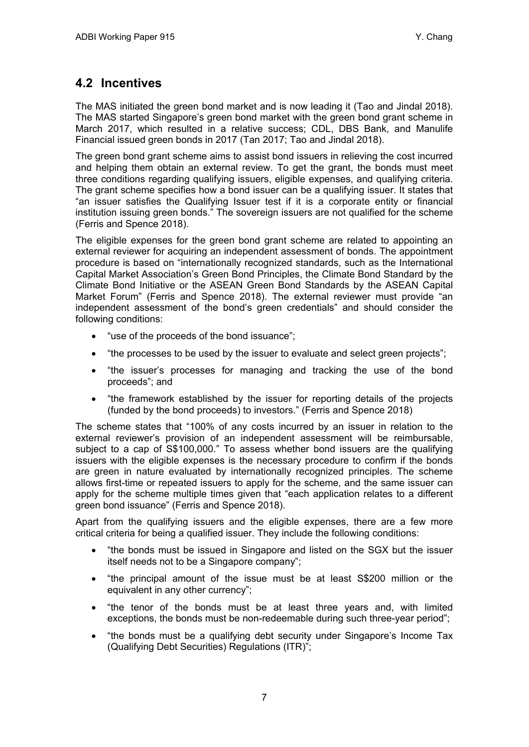## 4.2 Incentives

The MAS initiated the green bond market and is now leading it (Tao and Jindal 2018). The MAS started Singapore's green bond market with the green bond grant scheme in March 2017, which resulted in a relative success; CDL, DBS Bank, and Manulife Financial issued green bonds in 2017 (Tan 2017; Tao and Jindal 2018).

The green bond grant scheme aims to assist bond issuers in relieving the cost incurred and helping them obtain an external review. To get the grant, the bonds must meet three conditions regarding qualifying issuers, eligible expenses, and qualifying criteria. The grant scheme specifies how a bond issuer can be a qualifying issuer. It states that "an issuer satisfies the Qualifying Issuer test if it is a corporate entity or financial institution issuing green bonds." The sovereign issuers are not qualified for the scheme (Ferris and Spence 2018).

The eligible expenses for the green bond grant scheme are related to appointing an external reviewer for acquiring an independent assessment of bonds. The appointment procedure is based on "internationally recognized standards, such as the International Capital Market Association's Green Bond Principles, the Climate Bond Standard by the Climate Bond Initiative or the ASEAN Green Bond Standards by the ASEAN Capital Market Forum" (Ferris and Spence 2018). The external reviewer must provide "an independent assessment of the bond's green credentials" and should consider the following conditions:

- "use of the proceeds of the bond issuance";
- "the processes to be used by the issuer to evaluate and select green projects";
- "the issuer's processes for managing and tracking the use of the bond proceeds"; and
- "the framework established by the issuer for reporting details of the projects (funded by the bond proceeds) to investors." (Ferris and Spence 2018)

The scheme states that "100% of any costs incurred by an issuer in relation to the external reviewer's provision of an independent assessment will be reimbursable, subject to a cap of S$100,000." To assess whether bond issuers are the qualifying issuers with the eligible expenses is the necessary procedure to confirm if the bonds are green in nature evaluated by internationally recognized principles. The scheme allows first-time or repeated issuers to apply for the scheme, and the same issuer can apply for the scheme multiple times given that "each application relates to a different green bond issuance" (Ferris and Spence 2018).

Apart from the qualifying issuers and the eligible expenses, there are a few more critical criteria for being a qualified issuer. They include the following conditions:

- "the bonds must be issued in Singapore and listed on the SGX but the issuer itself needs not to be a Singapore company";
- "the principal amount of the issue must be at least S$200 million or the equivalent in any other currency";
- "the tenor of the bonds must be at least three years and, with limited exceptions, the bonds must be non-redeemable during such three-year period";
- "the bonds must be a qualifying debt security under Singapore's Income Tax (Qualifying Debt Securities) Regulations (ITR)";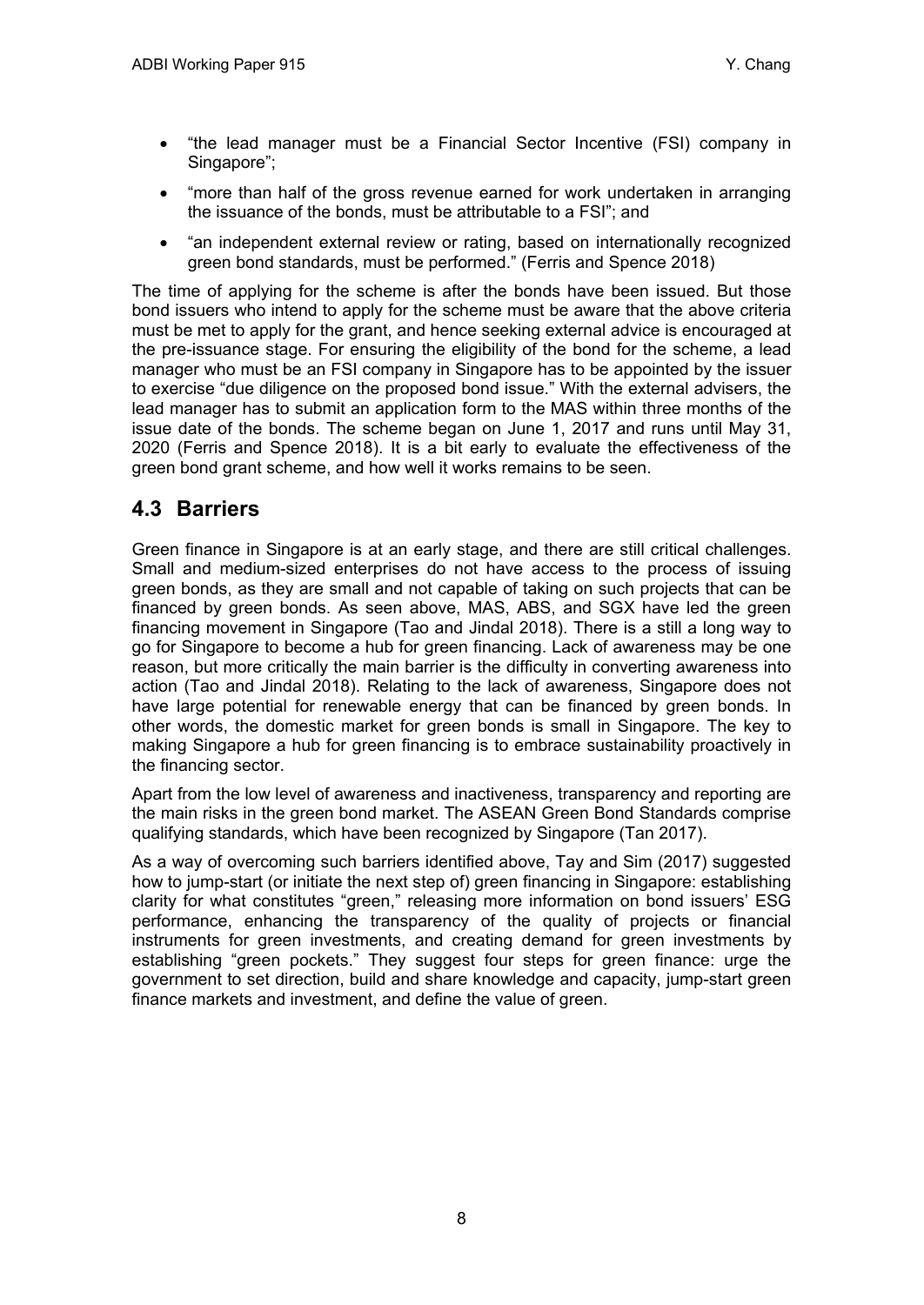- "the lead manager must be a Financial Sector Incentive (FSI) company in Singapore";
- "more than half of the gross revenue earned for work undertaken in arranging the issuance of the bonds, must be attributable to a FSI"; and
- "an independent external review or rating, based on internationally recognized green bond standards, must be performed." (Ferris and Spence 2018)

The time of applying for the scheme is after the bonds have been issued. But those bond issuers who intend to apply for the scheme must be aware that the above criteria must be met to apply for the grant, and hence seeking external advice is encouraged at the pre-issuance stage. For ensuring the eligibility of the bond for the scheme, a lead manager who must be an FSI company in Singapore has to be appointed by the issuer to exercise "due diligence on the proposed bond issue." With the external advisers, the lead manager has to submit an application form to the MAS within three months of the issue date of the bonds. The scheme began on June 1, 2017 and runs until May 31, 2020 (Ferris and Spence 2018). It is a bit early to evaluate the effectiveness of the green bond grant scheme, and how well it works remains to be seen.

## 4.3 Barriers

Green finance in Singapore is at an early stage, and there are still critical challenges. Small and medium-sized enterprises do not have access to the process of issuing green bonds, as they are small and not capable of taking on such projects that can be financed by green bonds. As seen above, MAS, ABS, and SGX have led the green financing movement in Singapore (Tao and Jindal 2018). There is a still a long way to go for Singapore to become a hub for green financing. Lack of awareness may be one reason, but more critically the main barrier is the difficulty in converting awareness into action (Tao and Jindal 2018). Relating to the lack of awareness, Singapore does not have large potential for renewable energy that can be financed by green bonds. In other words, the domestic market for green bonds is small in Singapore. The key to making Singapore a hub for green financing is to embrace sustainability proactively in the financing sector.

Apart from the low level of awareness and inactiveness, transparency and reporting are the main risks in the green bond market. The ASEAN Green Bond Standards comprise qualifying standards, which have been recognized by Singapore (Tan 2017).

As a way of overcoming such barriers identified above, Tay and Sim (2017) suggested how to jump-start (or initiate the next step of) green financing in Singapore: establishing clarity for what constitutes "green," releasing more information on bond issuers' ESG performance, enhancing the transparency of the quality of projects or financial instruments for green investments, and creating demand for green investments by establishing "green pockets." They suggest four steps for green finance: urge the government to set direction, build and share knowledge and capacity, jump-start green finance markets and investment, and define the value of green.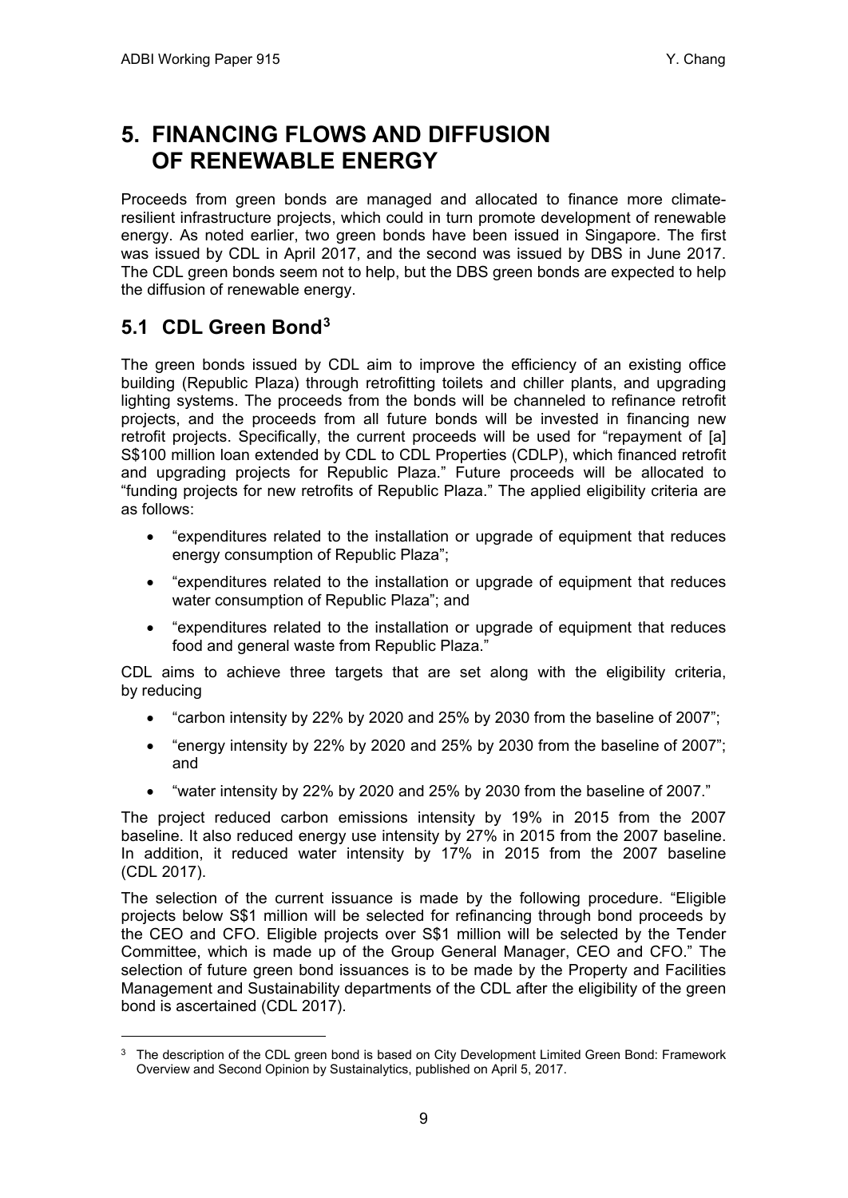# 5. FINANCING FLOWS AND DIFFUSION OF RENEWABLE ENERGY

Proceeds from green bonds are managed and allocated to finance more climate-resilient infrastructure projects, which could in turn promote development of renewable energy. As noted earlier, two green bonds have been issued in Singapore. The first was issued by CDL in April 2017, and the second was issued by DBS in June 2017. The CDL green bonds seem not to help, but the DBS green bonds are expected to help the diffusion of renewable energy.

## 5.1 CDL Green Bond[3]

The green bonds issued by CDL aim to improve the efficiency of an existing office building (Republic Plaza) through retrofitting toilets and chiller plants, and upgrading lighting systems. The proceeds from the bonds will be channeled to refinance retrofit projects, and the proceeds from all future bonds will be invested in financing new retrofit projects. Specifically, the current proceeds will be used for "repayment of [a] S$100 million loan extended by CDL to CDL Properties (CDLP), which financed retrofit and upgrading projects for Republic Plaza." Future proceeds will be allocated to "funding projects for new retrofits of Republic Plaza." The applied eligibility criteria are as follows:

- "expenditures related to the installation or upgrade of equipment that reduces energy consumption of Republic Plaza";
- "expenditures related to the installation or upgrade of equipment that reduces water consumption of Republic Plaza"; and
- "expenditures related to the installation or upgrade of equipment that reduces food and general waste from Republic Plaza."

CDL aims to achieve three targets that are set along with the eligibility criteria, by reducing

- "carbon intensity by 22% by 2020 and 25% by 2030 from the baseline of 2007";
- "energy intensity by 22% by 2020 and 25% by 2030 from the baseline of 2007"; and
- "water intensity by 22% by 2020 and 25% by 2030 from the baseline of 2007."

The project reduced carbon emissions intensity by 19% in 2015 from the 2007 baseline. It also reduced energy use intensity by 27% in 2015 from the 2007 baseline. In addition, it reduced water intensity by 17% in 2015 from the 2007 baseline (CDL 2017).

The selection of the current issuance is made by the following procedure. "Eligible projects below S$1 million will be selected for refinancing through bond proceeds by the CEO and CFO. Eligible projects over S$1 million will be selected by the Tender Committee, which is made up of the Group General Manager, CEO and CFO." The selection of future green bond issuances is to be made by the Property and Facilities Management and Sustainability departments of the CDL after the eligibility of the green bond is ascertained (CDL 2017).

---

[3] The description of the CDL green bond is based on City Development Limited Green Bond: Framework Overview and Second Opinion by Sustainalytics, published on April 5, 2017.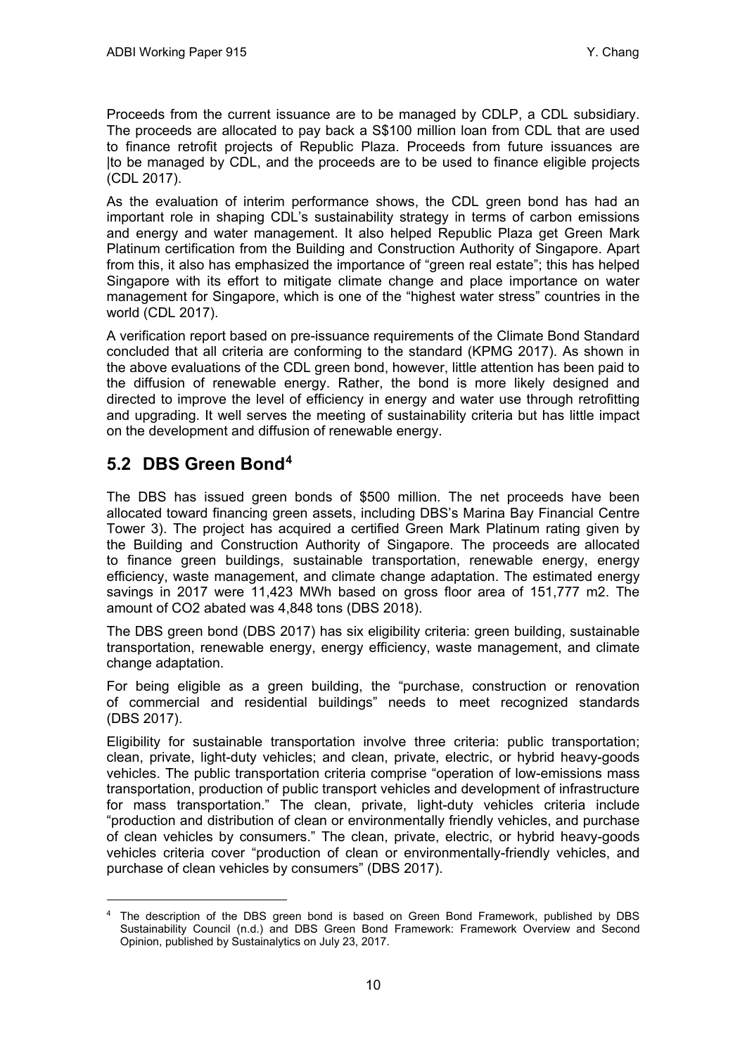Proceeds from the current issuance are to be managed by CDLP, a CDL subsidiary. The proceeds are allocated to pay back a S$100 million loan from CDL that are used to finance retrofit projects of Republic Plaza. Proceeds from future issuances are |to be managed by CDL, and the proceeds are to be used to finance eligible projects (CDL 2017).

As the evaluation of interim performance shows, the CDL green bond has had an important role in shaping CDL's sustainability strategy in terms of carbon emissions and energy and water management. It also helped Republic Plaza get Green Mark Platinum certification from the Building and Construction Authority of Singapore. Apart from this, it also has emphasized the importance of "green real estate"; this has helped Singapore with its effort to mitigate climate change and place importance on water management for Singapore, which is one of the "highest water stress" countries in the world (CDL 2017).

A verification report based on pre-issuance requirements of the Climate Bond Standard concluded that all criteria are conforming to the standard (KPMG 2017). As shown in the above evaluations of the CDL green bond, however, little attention has been paid to the diffusion of renewable energy. Rather, the bond is more likely designed and directed to improve the level of efficiency in energy and water use through retrofitting and upgrading. It well serves the meeting of sustainability criteria but has little impact on the development and diffusion of renewable energy.

## 5.2 DBS Green Bond[4]

The DBS has issued green bonds of $500 million. The net proceeds have been allocated toward financing green assets, including DBS's Marina Bay Financial Centre Tower 3). The project has acquired a certified Green Mark Platinum rating given by the Building and Construction Authority of Singapore. The proceeds are allocated to finance green buildings, sustainable transportation, renewable energy, energy efficiency, waste management, and climate change adaptation. The estimated energy savings in 2017 were 11,423 MWh based on gross floor area of 151,777 m2. The amount of $CO_2$ abated was 4,848 tons (DBS 2018).

The DBS green bond (DBS 2017) has six eligibility criteria: green building, sustainable transportation, renewable energy, energy efficiency, waste management, and climate change adaptation.

For being eligible as a green building, the "purchase, construction or renovation of commercial and residential buildings" needs to meet recognized standards (DBS 2017).

Eligibility for sustainable transportation involve three criteria: public transportation; clean, private, light-duty vehicles; and clean, private, electric, or hybrid heavy-goods vehicles. The public transportation criteria comprise "operation of low-emissions mass transportation, production of public transport vehicles and development of infrastructure for mass transportation." The clean, private, light-duty vehicles criteria include "production and distribution of clean or environmentally friendly vehicles, and purchase of clean vehicles by consumers." The clean, private, electric, or hybrid heavy-goods vehicles criteria cover "production of clean or environmentally-friendly vehicles, and purchase of clean vehicles by consumers" (DBS 2017).

---

[4] The description of the DBS green bond is based on Green Bond Framework, published by DBS Sustainability Council (n.d.) and DBS Green Bond Framework: Framework Overview and Second Opinion, published by Sustainalytics on July 23, 2017.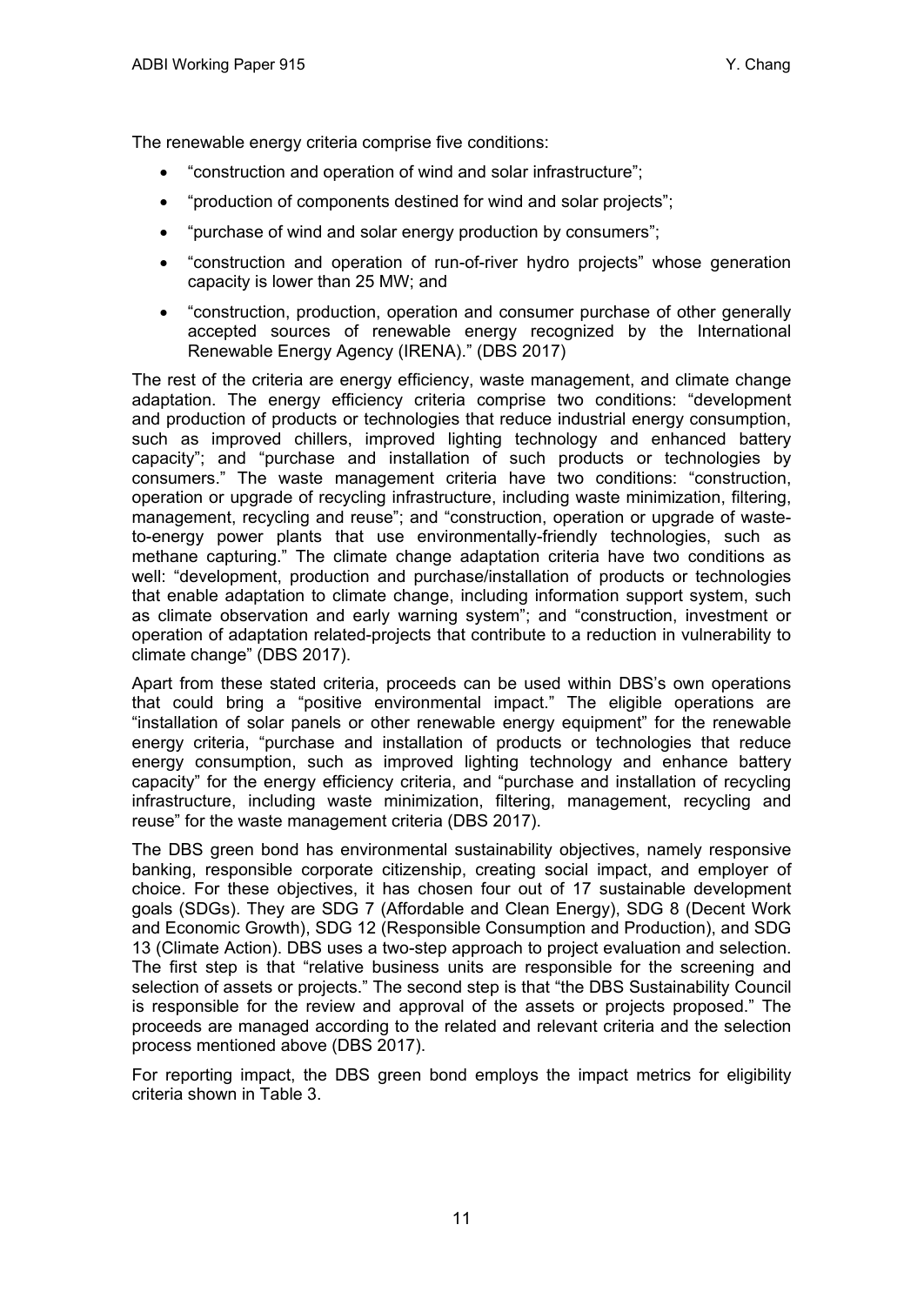The renewable energy criteria comprise five conditions:

- "construction and operation of wind and solar infrastructure";
- "production of components destined for wind and solar projects";
- "purchase of wind and solar energy production by consumers";
- "construction and operation of run-of-river hydro projects" whose generation capacity is lower than 25 MW; and
- "construction, production, operation and consumer purchase of other generally accepted sources of renewable energy recognized by the International Renewable Energy Agency (IRENA)." (DBS 2017)

The rest of the criteria are energy efficiency, waste management, and climate change adaptation. The energy efficiency criteria comprise two conditions: "development and production of products or technologies that reduce industrial energy consumption, such as improved chillers, improved lighting technology and enhanced battery capacity"; and "purchase and installation of such products or technologies by consumers." The waste management criteria have two conditions: "construction, operation or upgrade of recycling infrastructure, including waste minimization, filtering, management, recycling and reuse"; and "construction, operation or upgrade of waste-to-energy power plants that use environmentally-friendly technologies, such as methane capturing." The climate change adaptation criteria have two conditions as well: "development, production and purchase/installation of products or technologies that enable adaptation to climate change, including information support system, such as climate observation and early warning system"; and "construction, investment or operation of adaptation related-projects that contribute to a reduction in vulnerability to climate change" (DBS 2017).

Apart from these stated criteria, proceeds can be used within DBS's own operations that could bring a "positive environmental impact." The eligible operations are "installation of solar panels or other renewable energy equipment" for the renewable energy criteria, "purchase and installation of products or technologies that reduce energy consumption, such as improved lighting technology and enhance battery capacity" for the energy efficiency criteria, and "purchase and installation of recycling infrastructure, including waste minimization, filtering, management, recycling and reuse" for the waste management criteria (DBS 2017).

The DBS green bond has environmental sustainability objectives, namely responsive banking, responsible corporate citizenship, creating social impact, and employer of choice. For these objectives, it has chosen four out of 17 sustainable development goals (SDGs). They are SDG 7 (Affordable and Clean Energy), SDG 8 (Decent Work and Economic Growth), SDG 12 (Responsible Consumption and Production), and SDG 13 (Climate Action). DBS uses a two-step approach to project evaluation and selection. The first step is that "relative business units are responsible for the screening and selection of assets or projects." The second step is that "the DBS Sustainability Council is responsible for the review and approval of the assets or projects proposed." The proceeds are managed according to the related and relevant criteria and the selection process mentioned above (DBS 2017).

For reporting impact, the DBS green bond employs the impact metrics for eligibility criteria shown in Table 3.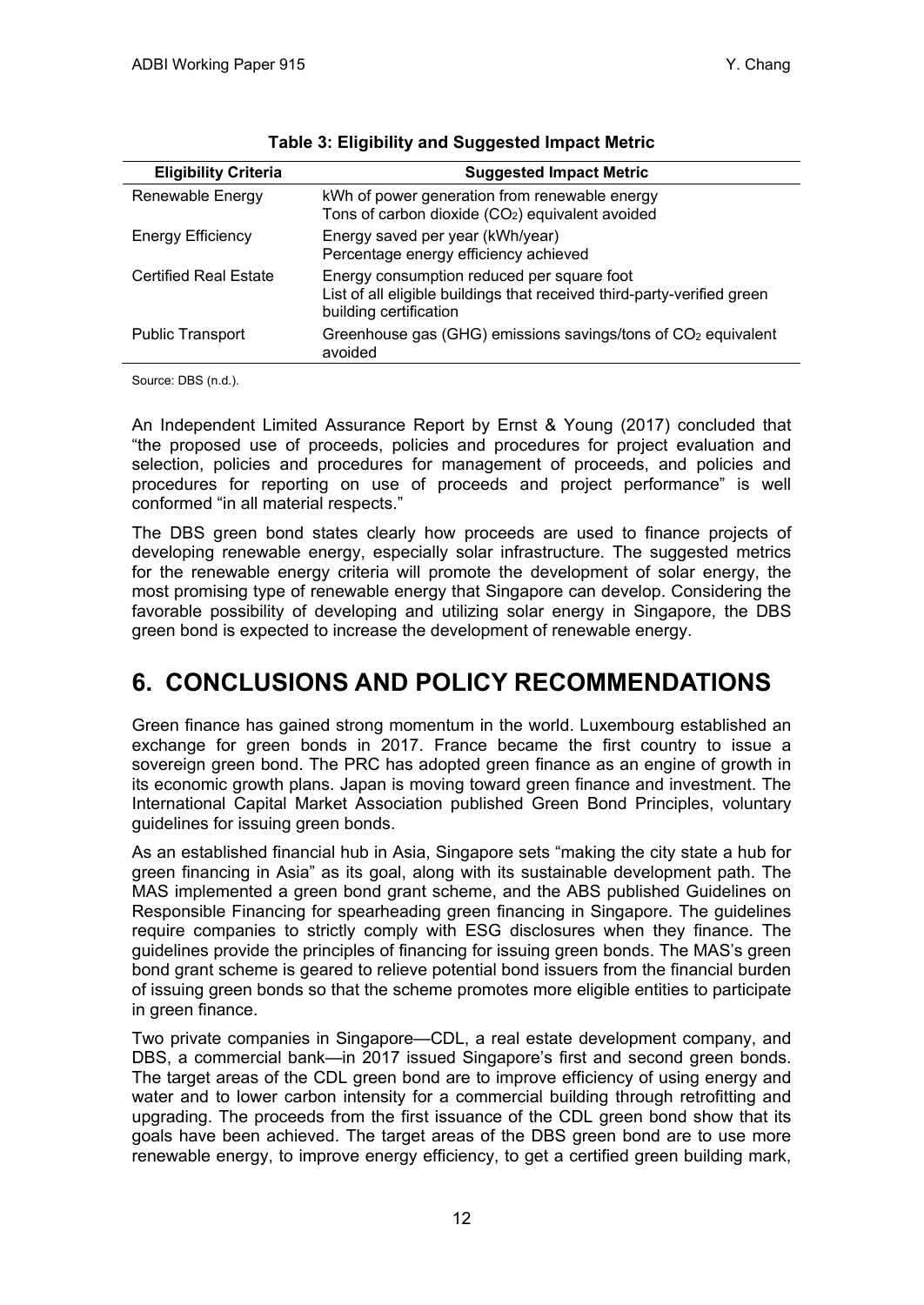**Table 3: Eligibility and Suggested Impact Metric**

| Eligibility Criteria | Suggested Impact Metric |
|---|---|
| Renewable Energy | kWh of power generation from renewable energy<br>Tons of carbon dioxide ($CO_2$) equivalent avoided |
| Energy Efficiency | Energy saved per year (kWh/year)<br>Percentage energy efficiency achieved |
| Certified Real Estate | Energy consumption reduced per square foot<br>List of all eligible buildings that received third-party-verified green building certification |
| Public Transport | Greenhouse gas (GHG) emissions savings/tons of $CO_2$ equivalent avoided |

Source: DBS (n.d.).

An Independent Limited Assurance Report by Ernst & Young (2017) concluded that "the proposed use of proceeds, policies and procedures for project evaluation and selection, policies and procedures for management of proceeds, and policies and procedures for reporting on use of proceeds and project performance" is well conformed "in all material respects."

The DBS green bond states clearly how proceeds are used to finance projects of developing renewable energy, especially solar infrastructure. The suggested metrics for the renewable energy criteria will promote the development of solar energy, the most promising type of renewable energy that Singapore can develop. Considering the favorable possibility of developing and utilizing solar energy in Singapore, the DBS green bond is expected to increase the development of renewable energy.

# 6. CONCLUSIONS AND POLICY RECOMMENDATIONS

Green finance has gained strong momentum in the world. Luxembourg established an exchange for green bonds in 2017. France became the first country to issue a sovereign green bond. The PRC has adopted green finance as an engine of growth in its economic growth plans. Japan is moving toward green finance and investment. The International Capital Market Association published Green Bond Principles, voluntary guidelines for issuing green bonds.

As an established financial hub in Asia, Singapore sets "making the city state a hub for green financing in Asia" as its goal, along with its sustainable development path. The MAS implemented a green bond grant scheme, and the ABS published Guidelines on Responsible Financing for spearheading green financing in Singapore. The guidelines require companies to strictly comply with ESG disclosures when they finance. The guidelines provide the principles of financing for issuing green bonds. The MAS's green bond grant scheme is geared to relieve potential bond issuers from the financial burden of issuing green bonds so that the scheme promotes more eligible entities to participate in green finance.

Two private companies in Singapore—CDL, a real estate development company, and DBS, a commercial bank—in 2017 issued Singapore's first and second green bonds. The target areas of the CDL green bond are to improve efficiency of using energy and water and to lower carbon intensity for a commercial building through retrofitting and upgrading. The proceeds from the first issuance of the CDL green bond show that its goals have been achieved. The target areas of the DBS green bond are to use more renewable energy, to improve energy efficiency, to get a certified green building mark,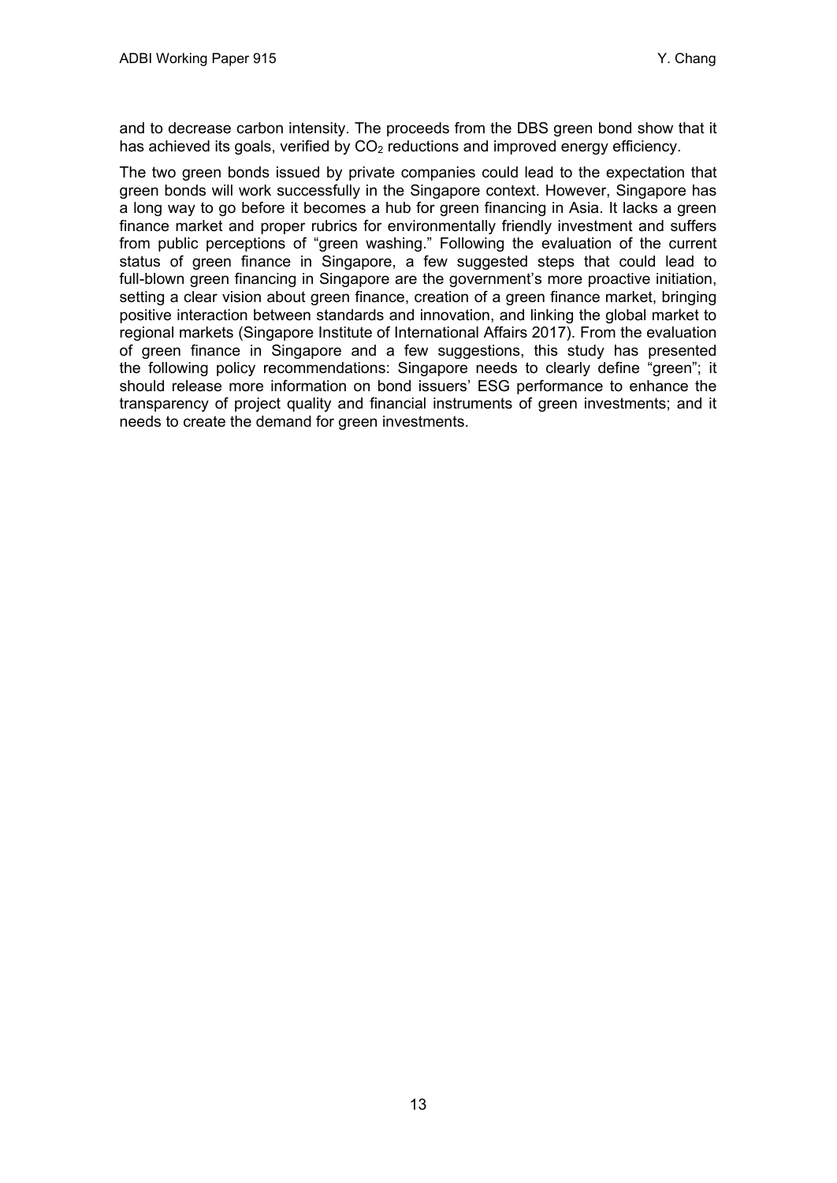and to decrease carbon intensity. The proceeds from the DBS green bond show that it has achieved its goals, verified by $CO_2$ reductions and improved energy efficiency.

The two green bonds issued by private companies could lead to the expectation that green bonds will work successfully in the Singapore context. However, Singapore has a long way to go before it becomes a hub for green financing in Asia. It lacks a green finance market and proper rubrics for environmentally friendly investment and suffers from public perceptions of "green washing." Following the evaluation of the current status of green finance in Singapore, a few suggested steps that could lead to full-blown green financing in Singapore are the government's more proactive initiation, setting a clear vision about green finance, creation of a green finance market, bringing positive interaction between standards and innovation, and linking the global market to regional markets (Singapore Institute of International Affairs 2017). From the evaluation of green finance in Singapore and a few suggestions, this study has presented the following policy recommendations: Singapore needs to clearly define "green"; it should release more information on bond issuers' ESG performance to enhance the transparency of project quality and financial instruments of green investments; and it needs to create the demand for green investments.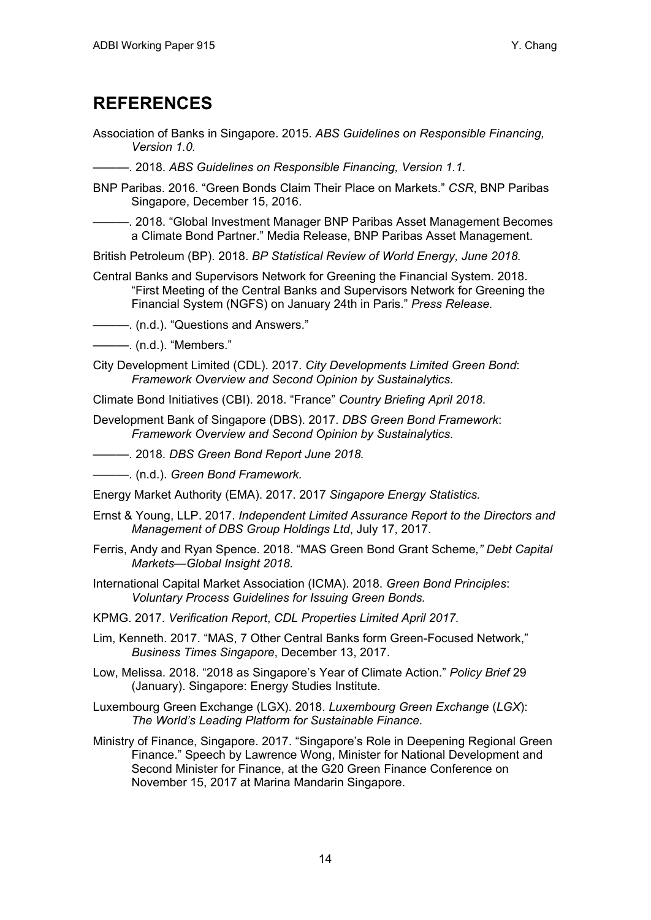# REFERENCES

Association of Banks in Singapore. 2015. *ABS Guidelines on Responsible Financing, Version 1.0.*

———. 2018. *ABS Guidelines on Responsible Financing, Version 1.1.*

BNP Paribas. 2016. "Green Bonds Claim Their Place on Markets." *CSR*, BNP Paribas Singapore, December 15, 2016.

———. 2018. "Global Investment Manager BNP Paribas Asset Management Becomes a Climate Bond Partner." Media Release, BNP Paribas Asset Management.

British Petroleum (BP). 2018. *BP Statistical Review of World Energy, June 2018.*

Central Banks and Supervisors Network for Greening the Financial System. 2018. "First Meeting of the Central Banks and Supervisors Network for Greening the Financial System (NGFS) on January 24th in Paris." *Press Release.*

———. (n.d.). "Questions and Answers."

———. (n.d.). "Members."

City Development Limited (CDL). 2017. *City Developments Limited Green Bond*: *Framework Overview and Second Opinion by Sustainalytics.*

Climate Bond Initiatives (CBI). 2018. "France" *Country Briefing April 2018*.

Development Bank of Singapore (DBS). 2017. *DBS Green Bond Framework*: *Framework Overview and Second Opinion by Sustainalytics.*

———. 2018. *DBS Green Bond Report June 2018.*

———. (n.d.). *Green Bond Framework.*

Energy Market Authority (EMA). 2017. 2017 *Singapore Energy Statistics.*

Ernst & Young, LLP. 2017. *Independent Limited Assurance Report to the Directors and Management of DBS Group Holdings Ltd*, July 17, 2017.

Ferris, Andy and Ryan Spence. 2018. "MAS Green Bond Grant Scheme*," Debt Capital Markets—Global Insight 2018.*

International Capital Market Association (ICMA). 2018. *Green Bond Principles*: *Voluntary Process Guidelines for Issuing Green Bonds.*

KPMG. 2017. *Verification Report*, *CDL Properties Limited April 2017.*

Lim, Kenneth. 2017. "MAS, 7 Other Central Banks form Green-Focused Network," *Business Times Singapore*, December 13, 2017.

Low, Melissa. 2018. "2018 as Singapore's Year of Climate Action." *Policy Brief* 29 (January). Singapore: Energy Studies Institute.

Luxembourg Green Exchange (LGX). 2018. *Luxembourg Green Exchange* (*LGX*): *The World's Leading Platform for Sustainable Finance.*

Ministry of Finance, Singapore. 2017. "Singapore's Role in Deepening Regional Green Finance." Speech by Lawrence Wong, Minister for National Development and Second Minister for Finance, at the G20 Green Finance Conference on November 15, 2017 at Marina Mandarin Singapore.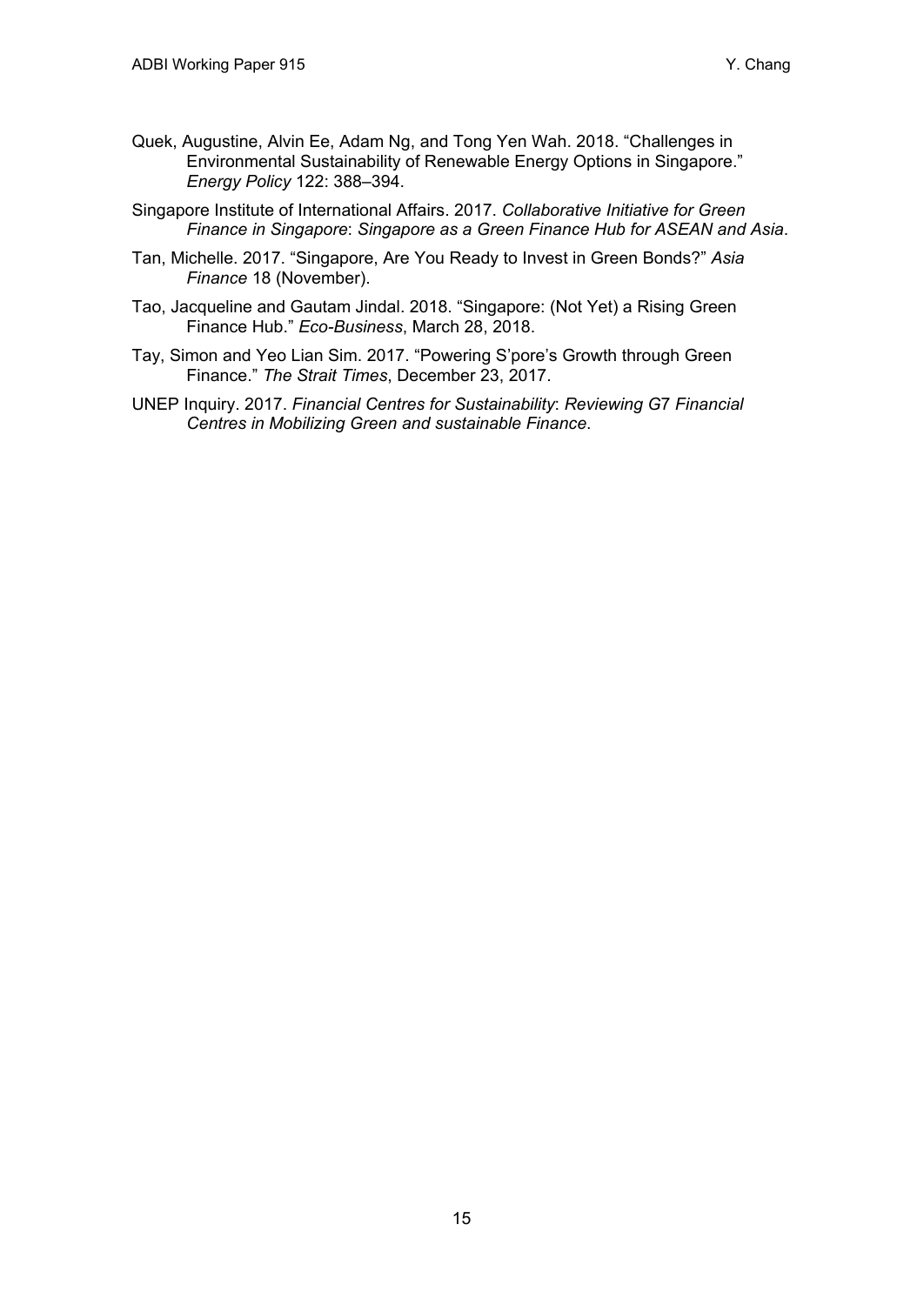Quek, Augustine, Alvin Ee, Adam Ng, and Tong Yen Wah. 2018. "Challenges in Environmental Sustainability of Renewable Energy Options in Singapore." *Energy Policy* 122: 388–394.

Singapore Institute of International Affairs. 2017. *Collaborative Initiative for Green Finance in Singapore*: *Singapore as a Green Finance Hub for ASEAN and Asia*.

Tan, Michelle. 2017. "Singapore, Are You Ready to Invest in Green Bonds?" *Asia Finance* 18 (November).

Tao, Jacqueline and Gautam Jindal. 2018. "Singapore: (Not Yet) a Rising Green Finance Hub." *Eco-Business*, March 28, 2018.

Tay, Simon and Yeo Lian Sim. 2017. "Powering S'pore's Growth through Green Finance." *The Strait Times*, December 23, 2017.

UNEP Inquiry. 2017. *Financial Centres for Sustainability*: *Reviewing G7 Financial Centres in Mobilizing Green and sustainable Finance*.